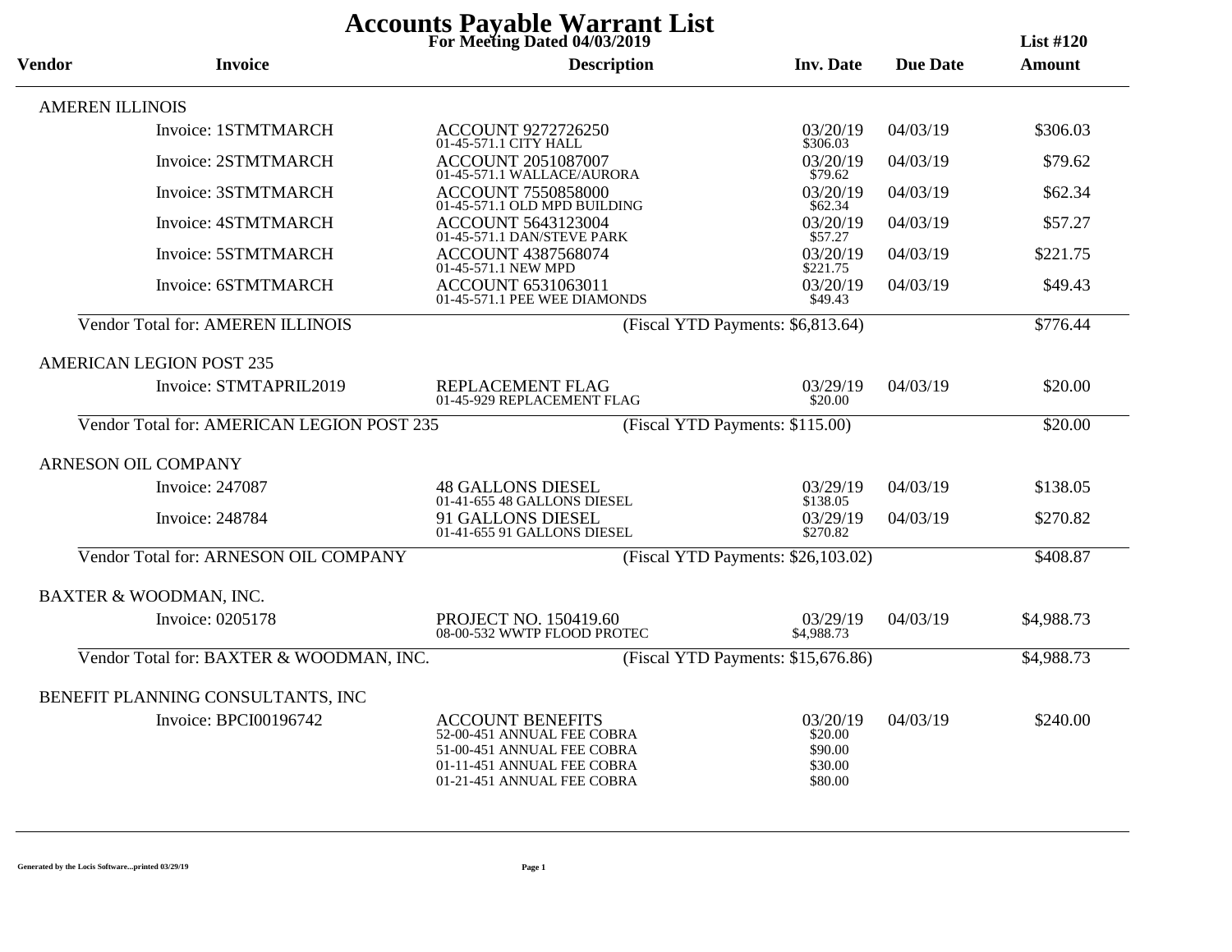# Accounts Payable Warrant List

**For Meeting Dated 04/03/2019**

**List #120**

| Vendor | Invoice | Description | Inv. Date | Due Date | Amount |
|---|---|---|---|---|---|
| AMEREN ILLINOIS | | | | | |
| | Invoice: 1STMTMARCH | ACCOUNT 9272726250<br>01-45-571.1 CITY HALL | 03/20/19<br>$306.03 | 04/03/19 | $306.03 |
| | Invoice: 2STMTMARCH | ACCOUNT 2051087007<br>01-45-571.1 WALLACE/AURORA | 03/20/19<br>$79.62 | 04/03/19 | $79.62 |
| | Invoice: 3STMTMARCH | ACCOUNT 7550858000<br>01-45-571.1 OLD MPD BUILDING | 03/20/19<br>$62.34 | 04/03/19 | $62.34 |
| | Invoice: 4STMTMARCH | ACCOUNT 5643123004<br>01-45-571.1 DAN/STEVE PARK | 03/20/19<br>$57.27 | 04/03/19 | $57.27 |
| | Invoice: 5STMTMARCH | ACCOUNT 4387568074<br>01-45-571.1 NEW MPD | 03/20/19<br>$221.75 | 04/03/19 | $221.75 |
| | Invoice: 6STMTMARCH | ACCOUNT 6531063011<br>01-45-571.1 PEE WEE DIAMONDS | 03/20/19<br>$49.43 | 04/03/19 | $49.43 |
| Vendor Total for: AMEREN ILLINOIS | | (Fiscal YTD Payments: $6,813.64) | | | $776.44 |
| AMERICAN LEGION POST 235 | | | | | |
| | Invoice: STMTAPRIL2019 | REPLACEMENT FLAG<br>01-45-929 REPLACEMENT FLAG | 03/29/19<br>$20.00 | 04/03/19 | $20.00 |
| Vendor Total for: AMERICAN LEGION POST 235 | | (Fiscal YTD Payments: $115.00) | | | $20.00 |
| ARNESON OIL COMPANY | | | | | |
| | Invoice: 247087 | 48 GALLONS DIESEL<br>01-41-655 48 GALLONS DIESEL | 03/29/19<br>$138.05 | 04/03/19 | $138.05 |
| | Invoice: 248784 | 91 GALLONS DIESEL<br>01-41-655 91 GALLONS DIESEL | 03/29/19<br>$270.82 | 04/03/19 | $270.82 |
| Vendor Total for: ARNESON OIL COMPANY | | (Fiscal YTD Payments: $26,103.02) | | | $408.87 |
| BAXTER & WOODMAN, INC. | | | | | |
| | Invoice: 0205178 | PROJECT NO. 150419.60<br>08-00-532 WWTP FLOOD PROTEC | 03/29/19<br>$4,988.73 | 04/03/19 | $4,988.73 |
| Vendor Total for: BAXTER & WOODMAN, INC. | | (Fiscal YTD Payments: $15,676.86) | | | $4,988.73 |
| BENEFIT PLANNING CONSULTANTS, INC | | | | | |
| | Invoice: BPCI00196742 | ACCOUNT BENEFITS<br>52-00-451 ANNUAL FEE COBRA<br>51-00-451 ANNUAL FEE COBRA<br>01-11-451 ANNUAL FEE COBRA<br>01-21-451 ANNUAL FEE COBRA | 03/20/19<br>$20.00<br>$90.00<br>$30.00<br>$80.00 | 04/03/19 | $240.00 |

Generated by the Locis Software...printed 03/29/19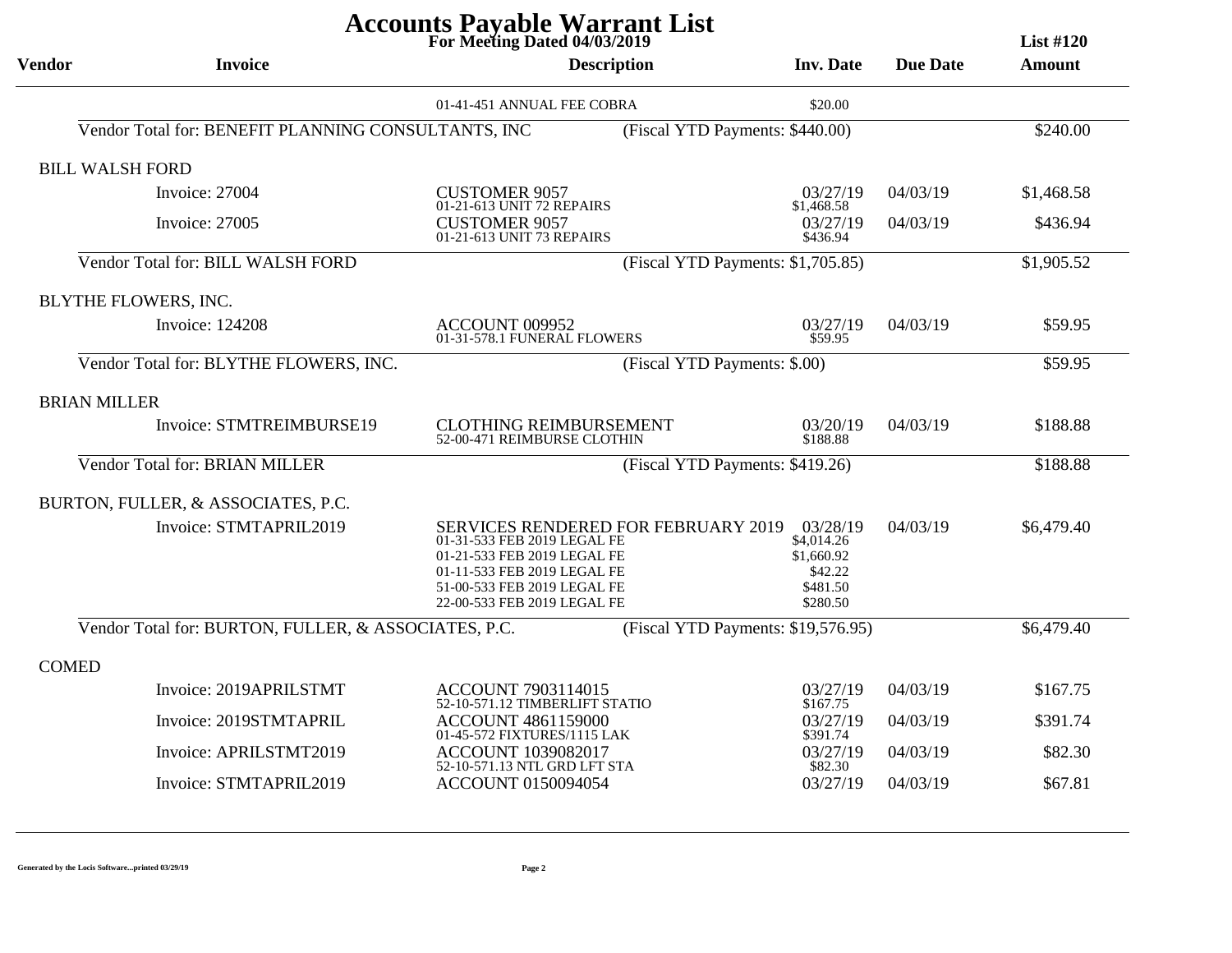# Accounts Payable Warrant List

**For Meeting Dated 04/03/2019** — **List #120**

| Vendor | Invoice | Description | Inv. Date | Due Date | Amount |
|---|---|---|---|---|---|
| | | 01-41-451 ANNUAL FEE COBRA | $20.00 | | |
| Vendor Total for: BENEFIT PLANNING CONSULTANTS, INC | | (Fiscal YTD Payments: $440.00) | | | $240.00 |
| BILL WALSH FORD | | | | | |
| | Invoice: 27004 | CUSTOMER 9057 | 03/27/19 | 04/03/19 | $1,468.58 |
| | | 01-21-613 UNIT 72 REPAIRS | $1,468.58 | | |
| | Invoice: 27005 | CUSTOMER 9057 | 03/27/19 | 04/03/19 | $436.94 |
| | | 01-21-613 UNIT 73 REPAIRS | $436.94 | | |
| Vendor Total for: BILL WALSH FORD | | (Fiscal YTD Payments: $1,705.85) | | | $1,905.52 |
| BLYTHE FLOWERS, INC. | | | | | |
| | Invoice: 124208 | ACCOUNT 009952 | 03/27/19 | 04/03/19 | $59.95 |
| | | 01-31-578.1 FUNERAL FLOWERS | $59.95 | | |
| Vendor Total for: BLYTHE FLOWERS, INC. | | (Fiscal YTD Payments: $.00) | | | $59.95 |
| BRIAN MILLER | | | | | |
| | Invoice: STMTREIMBURSE19 | CLOTHING REIMBURSEMENT | 03/20/19 | 04/03/19 | $188.88 |
| | | 52-00-471 REIMBURSE CLOTHIN | $188.88 | | |
| Vendor Total for: BRIAN MILLER | | (Fiscal YTD Payments: $419.26) | | | $188.88 |
| BURTON, FULLER, & ASSOCIATES, P.C. | | | | | |
| | Invoice: STMTAPRIL2019 | SERVICES RENDERED FOR FEBRUARY 2019 | 03/28/19 | 04/03/19 | $6,479.40 |
| | | 01-31-533 FEB 2019 LEGAL FE | $4,014.26 | | |
| | | 01-21-533 FEB 2019 LEGAL FE | $1,660.92 | | |
| | | 01-11-533 FEB 2019 LEGAL FE | $42.22 | | |
| | | 51-00-533 FEB 2019 LEGAL FE | $481.50 | | |
| | | 22-00-533 FEB 2019 LEGAL FE | $280.50 | | |
| Vendor Total for: BURTON, FULLER, & ASSOCIATES, P.C. | | (Fiscal YTD Payments: $19,576.95) | | | $6,479.40 |
| COMED | | | | | |
| | Invoice: 2019APRILSTMT | ACCOUNT 7903114015 | 03/27/19 | 04/03/19 | $167.75 |
| | | 52-10-571.12 TIMBERLIFT STATIO | $167.75 | | |
| | Invoice: 2019STMTAPRIL | ACCOUNT 4861159000 | 03/27/19 | 04/03/19 | $391.74 |
| | | 01-45-572 FIXTURES/1115 LAK | $391.74 | | |
| | Invoice: APRILSTMT2019 | ACCOUNT 1039082017 | 03/27/19 | 04/03/19 | $82.30 |
| | | 52-10-571.13 NTL GRD LFT STA | $82.30 | | |
| | Invoice: STMTAPRIL2019 | ACCOUNT 0150094054 | 03/27/19 | 04/03/19 | $67.81 |

Generated by the Locis Software...printed 03/29/19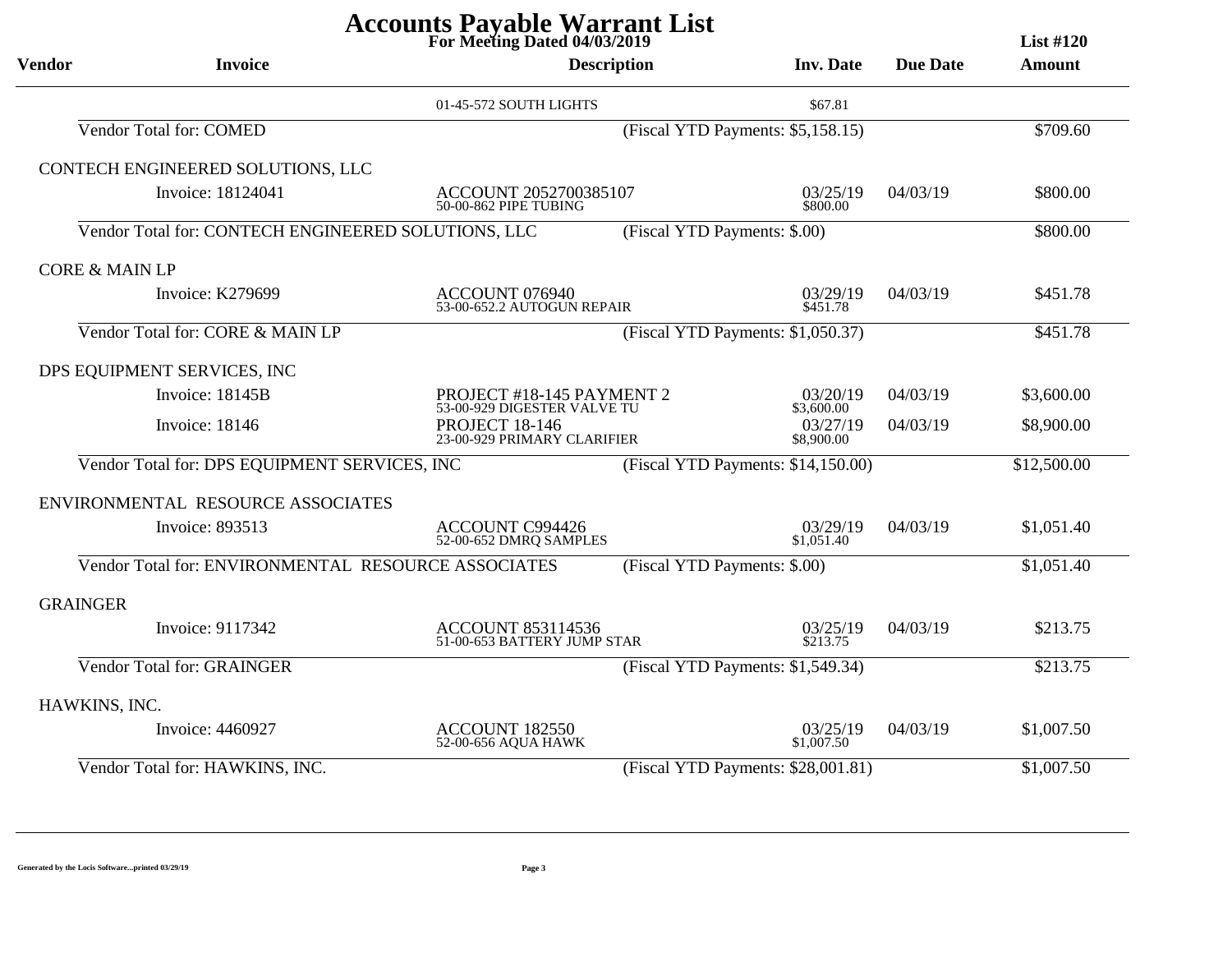# Accounts Payable Warrant List

**For Meeting Dated 04/03/2019** — **List #120**

| Vendor | Invoice | Description | Inv. Date | Due Date | Amount |
|---|---|---|---|---|---|
| | | 01-45-572 SOUTH LIGHTS | $67.81 | | |
| Vendor Total for: COMED | | (Fiscal YTD Payments: $5,158.15) | | | $709.60 |
| CONTECH ENGINEERED SOLUTIONS, LLC | | | | | |
| | Invoice: 18124041 | ACCOUNT 2052700385107<br>50-00-862 PIPE TUBING | 03/25/19<br>$800.00 | 04/03/19 | $800.00 |
| Vendor Total for: CONTECH ENGINEERED SOLUTIONS, LLC | | (Fiscal YTD Payments: $.00) | | | $800.00 |
| CORE & MAIN LP | | | | | |
| | Invoice: K279699 | ACCOUNT 076940<br>53-00-652.2 AUTOGUN REPAIR | 03/29/19<br>$451.78 | 04/03/19 | $451.78 |
| Vendor Total for: CORE & MAIN LP | | (Fiscal YTD Payments: $1,050.37) | | | $451.78 |
| DPS EQUIPMENT SERVICES, INC | | | | | |
| | Invoice: 18145B | PROJECT #18-145 PAYMENT 2<br>53-00-929 DIGESTER VALVE TU | 03/20/19<br>$3,600.00 | 04/03/19 | $3,600.00 |
| | Invoice: 18146 | PROJECT 18-146<br>23-00-929 PRIMARY CLARIFIER | 03/27/19<br>$8,900.00 | 04/03/19 | $8,900.00 |
| Vendor Total for: DPS EQUIPMENT SERVICES, INC | | (Fiscal YTD Payments: $14,150.00) | | | $12,500.00 |
| ENVIRONMENTAL RESOURCE ASSOCIATES | | | | | |
| | Invoice: 893513 | ACCOUNT C994426<br>52-00-652 DMRQ SAMPLES | 03/29/19<br>$1,051.40 | 04/03/19 | $1,051.40 |
| Vendor Total for: ENVIRONMENTAL RESOURCE ASSOCIATES | | (Fiscal YTD Payments: $.00) | | | $1,051.40 |
| GRAINGER | | | | | |
| | Invoice: 9117342 | ACCOUNT 853114536<br>51-00-653 BATTERY JUMP STAR | 03/25/19<br>$213.75 | 04/03/19 | $213.75 |
| Vendor Total for: GRAINGER | | (Fiscal YTD Payments: $1,549.34) | | | $213.75 |
| HAWKINS, INC. | | | | | |
| | Invoice: 4460927 | ACCOUNT 182550<br>52-00-656 AQUA HAWK | 03/25/19<br>$1,007.50 | 04/03/19 | $1,007.50 |
| Vendor Total for: HAWKINS, INC. | | (Fiscal YTD Payments: $28,001.81) | | | $1,007.50 |

Generated by the Locis Software...printed 03/29/19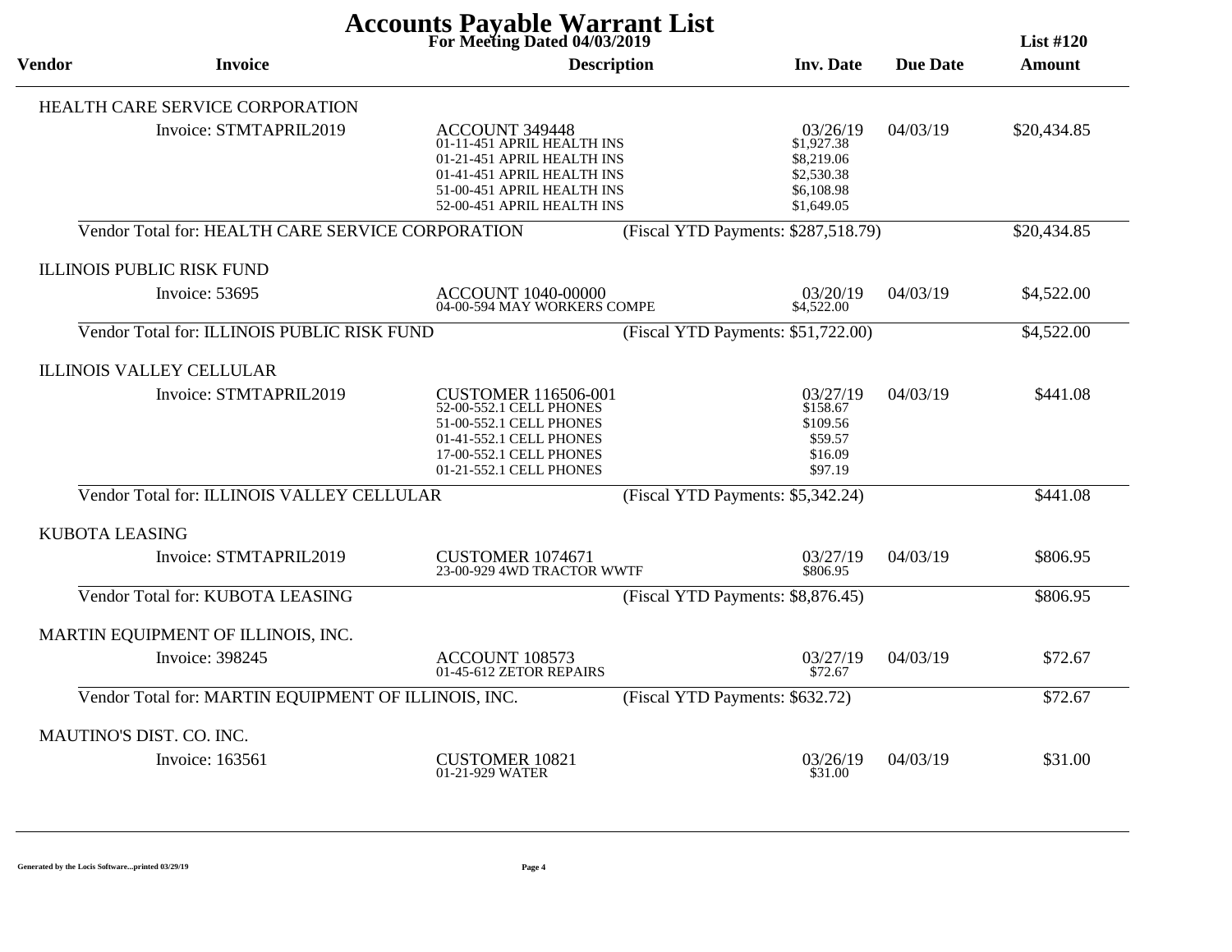# Accounts Payable Warrant List

**For Meeting Dated 04/03/2019** **List #120**

| Vendor | Invoice | Description | Inv. Date | Due Date | Amount |
|---|---|---|---|---|---|
| HEALTH CARE SERVICE CORPORATION | | | | | |
| | Invoice: STMTAPRIL2019 | ACCOUNT 349448 | 03/26/19 | 04/03/19 | $20,434.85 |
| | | 01-11-451 APRIL HEALTH INS | $1,927.38 | | |
| | | 01-21-451 APRIL HEALTH INS | $8,219.06 | | |
| | | 01-41-451 APRIL HEALTH INS | $2,530.38 | | |
| | | 51-00-451 APRIL HEALTH INS | $6,108.98 | | |
| | | 52-00-451 APRIL HEALTH INS | $1,649.05 | | |
| | Vendor Total for: HEALTH CARE SERVICE CORPORATION | (Fiscal YTD Payments: $287,518.79) | | | $20,434.85 |
| ILLINOIS PUBLIC RISK FUND | | | | | |
| | Invoice: 53695 | ACCOUNT 1040-00000 | 03/20/19 | 04/03/19 | $4,522.00 |
| | | 04-00-594 MAY WORKERS COMPE | $4,522.00 | | |
| | Vendor Total for: ILLINOIS PUBLIC RISK FUND | (Fiscal YTD Payments: $51,722.00) | | | $4,522.00 |
| ILLINOIS VALLEY CELLULAR | | | | | |
| | Invoice: STMTAPRIL2019 | CUSTOMER 116506-001 | 03/27/19 | 04/03/19 | $441.08 |
| | | 52-00-552.1 CELL PHONES | $158.67 | | |
| | | 51-00-552.1 CELL PHONES | $109.56 | | |
| | | 01-41-552.1 CELL PHONES | $59.57 | | |
| | | 17-00-552.1 CELL PHONES | $16.09 | | |
| | | 01-21-552.1 CELL PHONES | $97.19 | | |
| | Vendor Total for: ILLINOIS VALLEY CELLULAR | (Fiscal YTD Payments: $5,342.24) | | | $441.08 |
| KUBOTA LEASING | | | | | |
| | Invoice: STMTAPRIL2019 | CUSTOMER 1074671 | 03/27/19 | 04/03/19 | $806.95 |
| | | 23-00-929 4WD TRACTOR WWTF | $806.95 | | |
| | Vendor Total for: KUBOTA LEASING | (Fiscal YTD Payments: $8,876.45) | | | $806.95 |
| MARTIN EQUIPMENT OF ILLINOIS, INC. | | | | | |
| | Invoice: 398245 | ACCOUNT 108573 | 03/27/19 | 04/03/19 | $72.67 |
| | | 01-45-612 ZETOR REPAIRS | $72.67 | | |
| | Vendor Total for: MARTIN EQUIPMENT OF ILLINOIS, INC. | (Fiscal YTD Payments: $632.72) | | | $72.67 |
| MAUTINO'S DIST. CO. INC. | | | | | |
| | Invoice: 163561 | CUSTOMER 10821 | 03/26/19 | 04/03/19 | $31.00 |
| | | 01-21-929 WATER | $31.00 | | |

Generated by the Locis Software...printed 03/29/19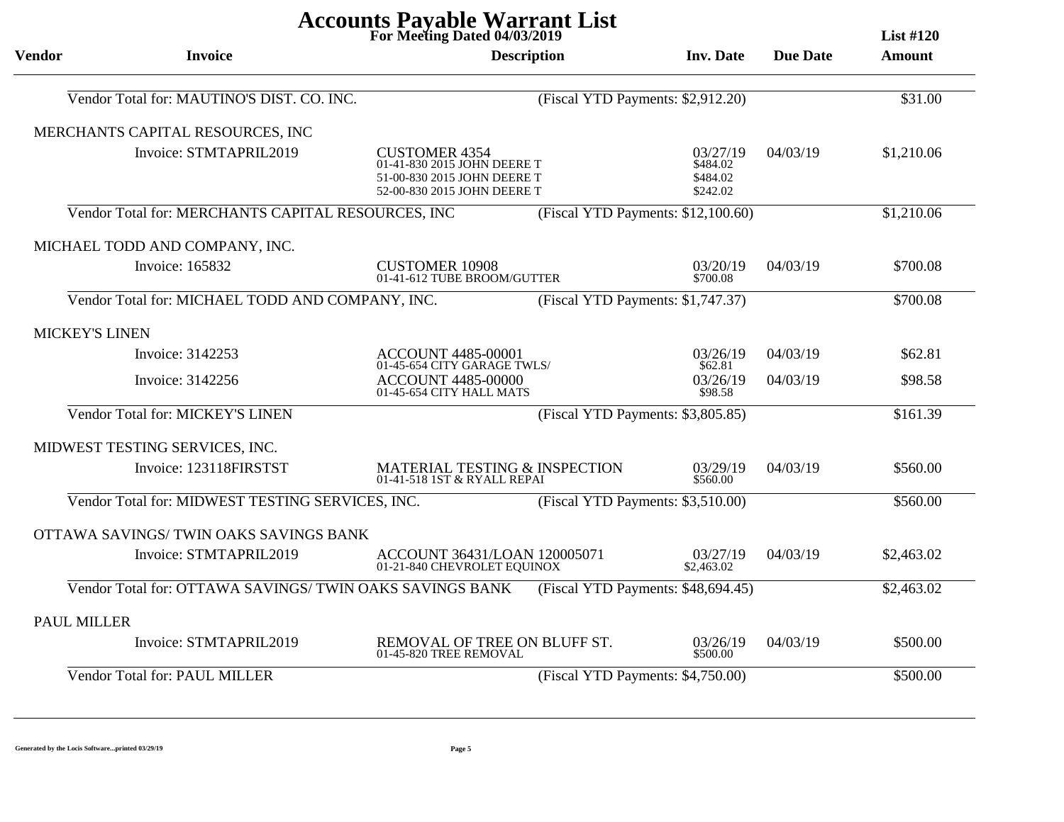# Accounts Payable Warrant List

**For Meeting Dated 04/03/2019** **List #120**

| Vendor | Invoice | Description | Inv. Date | Due Date | Amount |
|---|---|---|---|---|---|
| Vendor Total for: MAUTINO'S DIST. CO. INC. | | (Fiscal YTD Payments: $2,912.20) | | | $31.00 |
| MERCHANTS CAPITAL RESOURCES, INC | | | | | |
| | Invoice: STMTAPRIL2019 | CUSTOMER 4354<br>01-41-830 2015 JOHN DEERE T<br>51-00-830 2015 JOHN DEERE T<br>52-00-830 2015 JOHN DEERE T | 03/27/19<br>$484.02<br>$484.02<br>$242.02 | 04/03/19 | $1,210.06 |
| Vendor Total for: MERCHANTS CAPITAL RESOURCES, INC | | (Fiscal YTD Payments: $12,100.60) | | | $1,210.06 |
| MICHAEL TODD AND COMPANY, INC. | | | | | |
| | Invoice: 165832 | CUSTOMER 10908<br>01-41-612 TUBE BROOM/GUTTER | 03/20/19<br>$700.08 | 04/03/19 | $700.08 |
| Vendor Total for: MICHAEL TODD AND COMPANY, INC. | | (Fiscal YTD Payments: $1,747.37) | | | $700.08 |
| MICKEY'S LINEN | | | | | |
| | Invoice: 3142253 | ACCOUNT 4485-00001<br>01-45-654 CITY GARAGE TWLS/ | 03/26/19<br>$62.81 | 04/03/19 | $62.81 |
| | Invoice: 3142256 | ACCOUNT 4485-00000<br>01-45-654 CITY HALL MATS | 03/26/19<br>$98.58 | 04/03/19 | $98.58 |
| Vendor Total for: MICKEY'S LINEN | | (Fiscal YTD Payments: $3,805.85) | | | $161.39 |
| MIDWEST TESTING SERVICES, INC. | | | | | |
| | Invoice: 123118FIRSTST | MATERIAL TESTING & INSPECTION<br>01-41-518 1ST & RYALL REPAI | 03/29/19<br>$560.00 | 04/03/19 | $560.00 |
| Vendor Total for: MIDWEST TESTING SERVICES, INC. | | (Fiscal YTD Payments: $3,510.00) | | | $560.00 |
| OTTAWA SAVINGS/ TWIN OAKS SAVINGS BANK | | | | | |
| | Invoice: STMTAPRIL2019 | ACCOUNT 36431/LOAN 120005071<br>01-21-840 CHEVROLET EQUINOX | 03/27/19<br>$2,463.02 | 04/03/19 | $2,463.02 |
| Vendor Total for: OTTAWA SAVINGS/ TWIN OAKS SAVINGS BANK | | (Fiscal YTD Payments: $48,694.45) | | | $2,463.02 |
| PAUL MILLER | | | | | |
| | Invoice: STMTAPRIL2019 | REMOVAL OF TREE ON BLUFF ST.<br>01-45-820 TREE REMOVAL | 03/26/19<br>$500.00 | 04/03/19 | $500.00 |
| Vendor Total for: PAUL MILLER | | (Fiscal YTD Payments: $4,750.00) | | | $500.00 |

Generated by the Locis Software...printed 03/29/19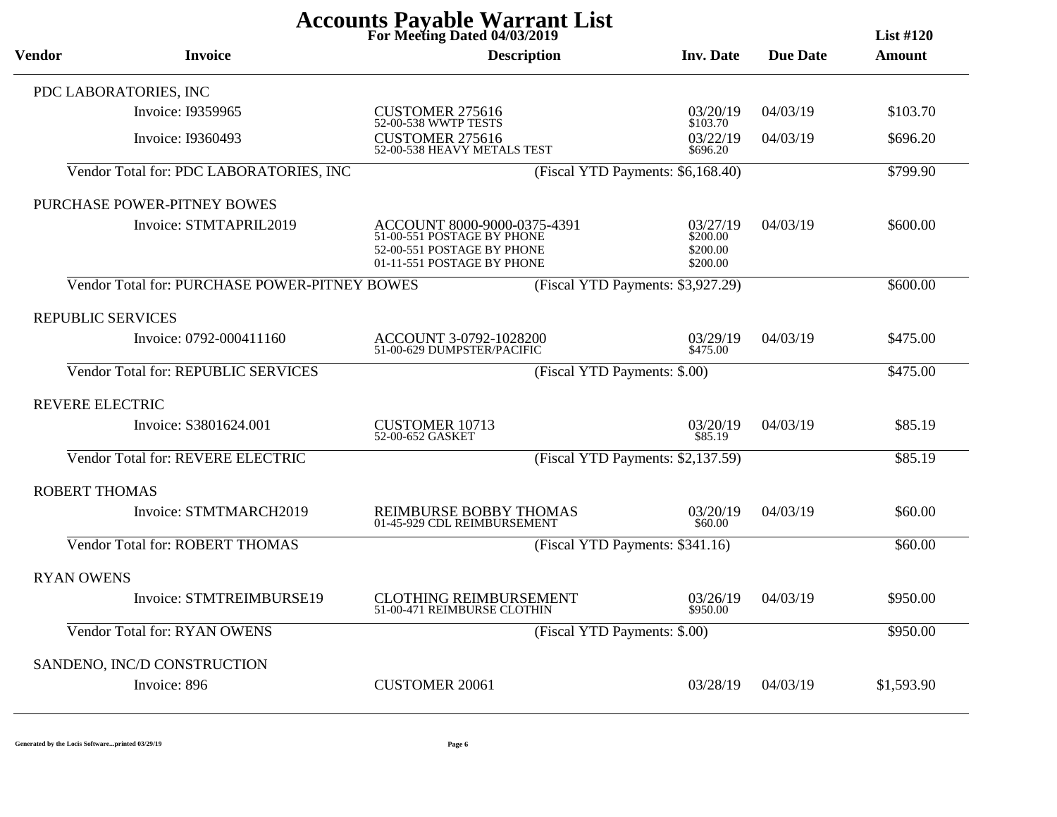# Accounts Payable Warrant List

**For Meeting Dated 04/03/2019**

**List #120**

| Vendor | Invoice | Description | Inv. Date | Due Date | Amount |
|---|---|---|---|---|---|
| PDC LABORATORIES, INC | | | | | |
| | Invoice: I9359965 | CUSTOMER 275616<br>52-00-538 WWTP TESTS | 03/20/19<br>$103.70 | 04/03/19 | $103.70 |
| | Invoice: I9360493 | CUSTOMER 275616<br>52-00-538 HEAVY METALS TEST | 03/22/19<br>$696.20 | 04/03/19 | $696.20 |
| Vendor Total for: PDC LABORATORIES, INC | | (Fiscal YTD Payments: $6,168.40) | | | $799.90 |
| PURCHASE POWER-PITNEY BOWES | | | | | |
| | Invoice: STMTAPRIL2019 | ACCOUNT 8000-9000-0375-4391<br>51-00-551 POSTAGE BY PHONE<br>52-00-551 POSTAGE BY PHONE<br>01-11-551 POSTAGE BY PHONE | 03/27/19<br>$200.00<br>$200.00<br>$200.00 | 04/03/19 | $600.00 |
| Vendor Total for: PURCHASE POWER-PITNEY BOWES | | (Fiscal YTD Payments: $3,927.29) | | | $600.00 |
| REPUBLIC SERVICES | | | | | |
| | Invoice: 0792-000411160 | ACCOUNT 3-0792-1028200<br>51-00-629 DUMPSTER/PACIFIC | 03/29/19<br>$475.00 | 04/03/19 | $475.00 |
| Vendor Total for: REPUBLIC SERVICES | | (Fiscal YTD Payments: $.00) | | | $475.00 |
| REVERE ELECTRIC | | | | | |
| | Invoice: S3801624.001 | CUSTOMER 10713<br>52-00-652 GASKET | 03/20/19<br>$85.19 | 04/03/19 | $85.19 |
| Vendor Total for: REVERE ELECTRIC | | (Fiscal YTD Payments: $2,137.59) | | | $85.19 |
| ROBERT THOMAS | | | | | |
| | Invoice: STMTMARCH2019 | REIMBURSE BOBBY THOMAS<br>01-45-929 CDL REIMBURSEMENT | 03/20/19<br>$60.00 | 04/03/19 | $60.00 |
| Vendor Total for: ROBERT THOMAS | | (Fiscal YTD Payments: $341.16) | | | $60.00 |
| RYAN OWENS | | | | | |
| | Invoice: STMTREIMBURSE19 | CLOTHING REIMBURSEMENT<br>51-00-471 REIMBURSE CLOTHIN | 03/26/19<br>$950.00 | 04/03/19 | $950.00 |
| Vendor Total for: RYAN OWENS | | (Fiscal YTD Payments: $.00) | | | $950.00 |
| SANDENO, INC/D CONSTRUCTION | | | | | |
| | Invoice: 896 | CUSTOMER 20061 | 03/28/19 | 04/03/19 | $1,593.90 |

Generated by the Locis Software...printed 03/29/19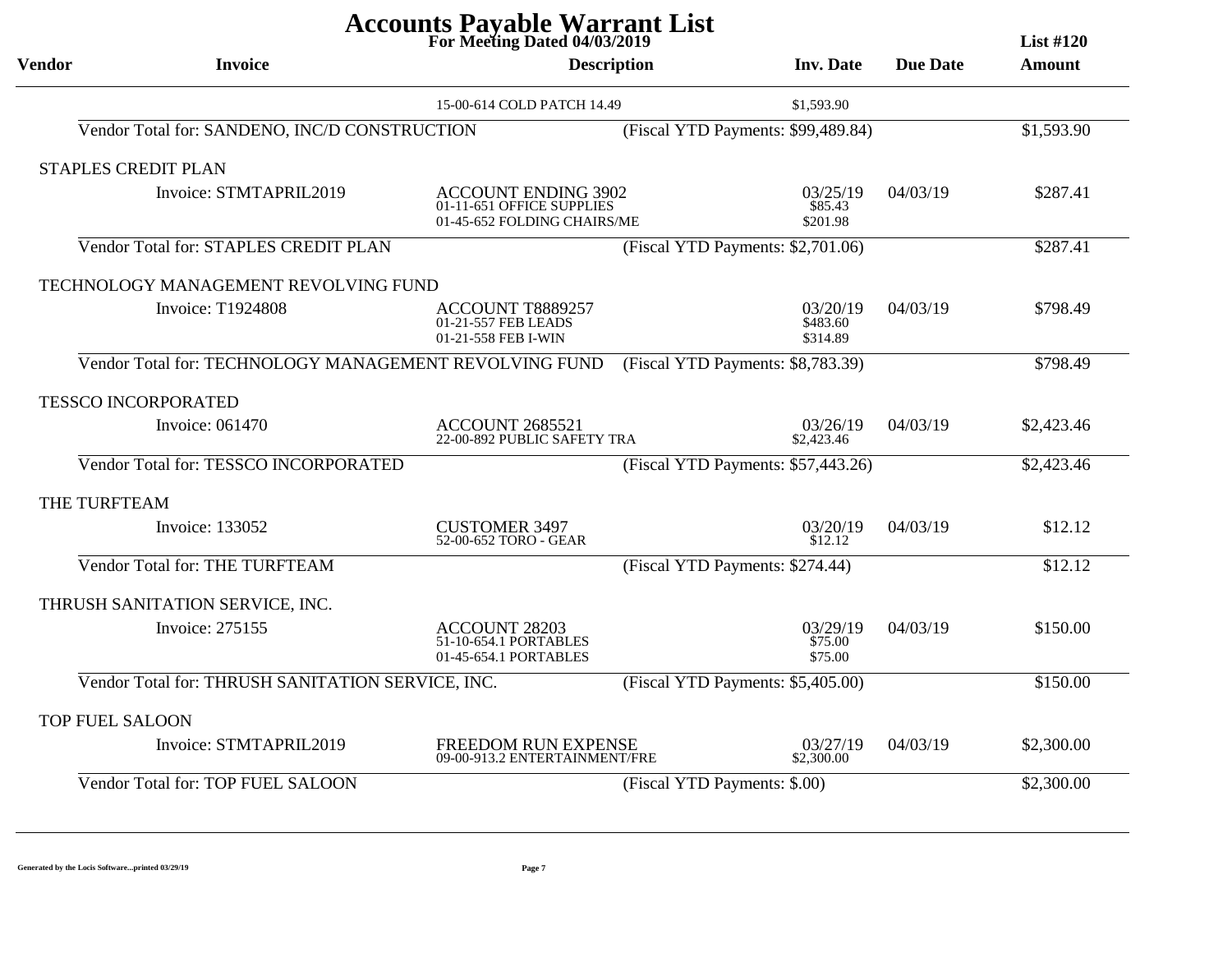# Accounts Payable Warrant List

**For Meeting Dated 04/03/2019** **List #120**

| Vendor | Invoice | Description | Inv. Date | Due Date | Amount |
|---|---|---|---|---|---|
| | | 15-00-614 COLD PATCH 14.49 | $1,593.90 | | |
| Vendor Total for: SANDENO, INC/D CONSTRUCTION | | (Fiscal YTD Payments: $99,489.84) | | | $1,593.90 |
| STAPLES CREDIT PLAN | | | | | |
| | Invoice: STMTAPRIL2019 | ACCOUNT ENDING 3902 | 03/25/19 | 04/03/19 | $287.41 |
| | | 01-11-651 OFFICE SUPPLIES | $85.43 | | |
| | | 01-45-652 FOLDING CHAIRS/ME | $201.98 | | |
| Vendor Total for: STAPLES CREDIT PLAN | | (Fiscal YTD Payments: $2,701.06) | | | $287.41 |
| TECHNOLOGY MANAGEMENT REVOLVING FUND | | | | | |
| | Invoice: T1924808 | ACCOUNT T8889257 | 03/20/19 | 04/03/19 | $798.49 |
| | | 01-21-557 FEB LEADS | $483.60 | | |
| | | 01-21-558 FEB I-WIN | $314.89 | | |
| Vendor Total for: TECHNOLOGY MANAGEMENT REVOLVING FUND | | (Fiscal YTD Payments: $8,783.39) | | | $798.49 |
| TESSCO INCORPORATED | | | | | |
| | Invoice: 061470 | ACCOUNT 2685521 | 03/26/19 | 04/03/19 | $2,423.46 |
| | | 22-00-892 PUBLIC SAFETY TRA | $2,423.46 | | |
| Vendor Total for: TESSCO INCORPORATED | | (Fiscal YTD Payments: $57,443.26) | | | $2,423.46 |
| THE TURFTEAM | | | | | |
| | Invoice: 133052 | CUSTOMER 3497 | 03/20/19 | 04/03/19 | $12.12 |
| | | 52-00-652 TORO - GEAR | $12.12 | | |
| Vendor Total for: THE TURFTEAM | | (Fiscal YTD Payments: $274.44) | | | $12.12 |
| THRUSH SANITATION SERVICE, INC. | | | | | |
| | Invoice: 275155 | ACCOUNT 28203 | 03/29/19 | 04/03/19 | $150.00 |
| | | 51-10-654.1 PORTABLES | $75.00 | | |
| | | 01-45-654.1 PORTABLES | $75.00 | | |
| Vendor Total for: THRUSH SANITATION SERVICE, INC. | | (Fiscal YTD Payments: $5,405.00) | | | $150.00 |
| TOP FUEL SALOON | | | | | |
| | Invoice: STMTAPRIL2019 | FREEDOM RUN EXPENSE | 03/27/19 | 04/03/19 | $2,300.00 |
| | | 09-00-913.2 ENTERTAINMENT/FRE | $2,300.00 | | |
| Vendor Total for: TOP FUEL SALOON | | (Fiscal YTD Payments: $.00) | | | $2,300.00 |

Generated by the Locis Software...printed 03/29/19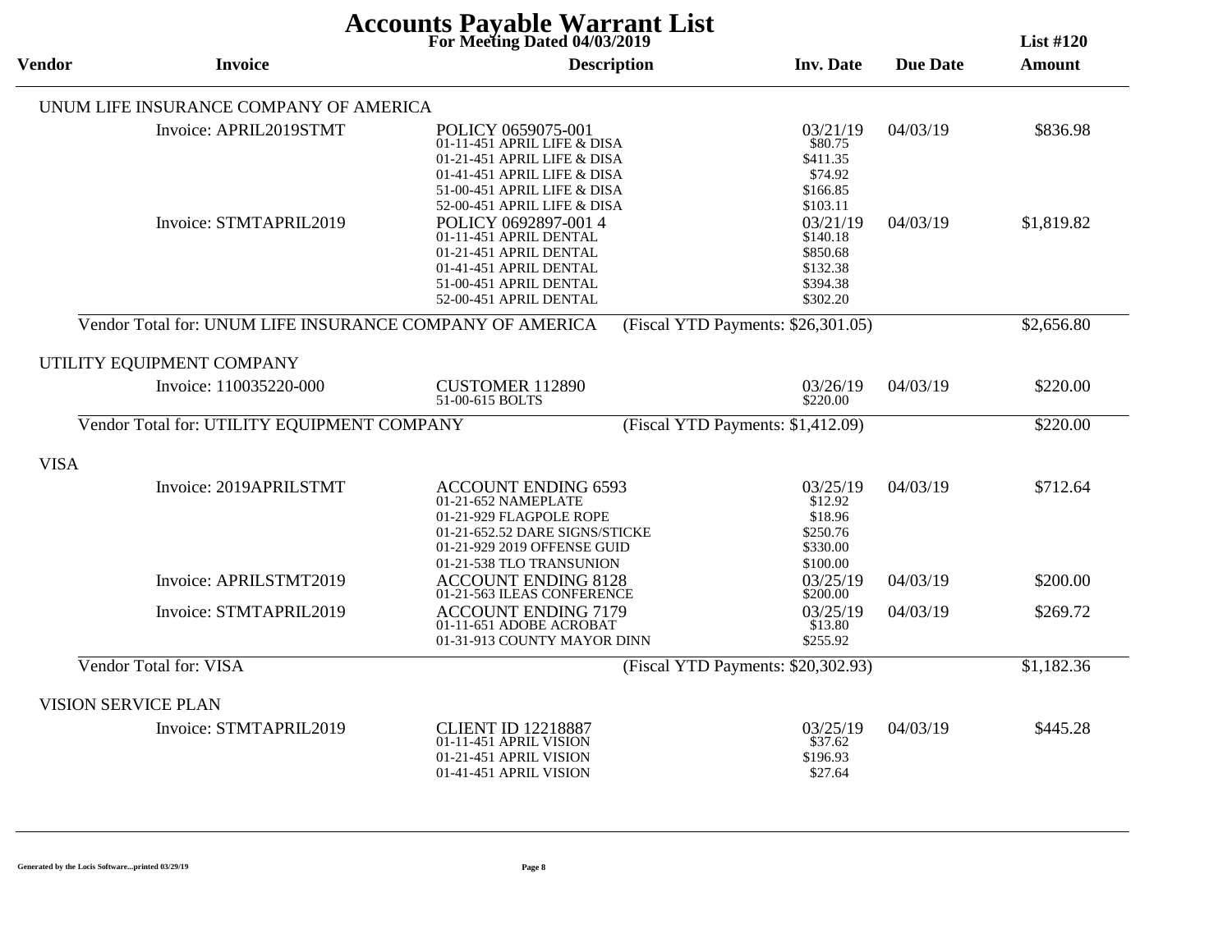# Accounts Payable Warrant List

**For Meeting Dated 04/03/2019** — **List #120**

| Vendor | Invoice | Description | Inv. Date | Due Date | Amount |
|---|---|---|---|---|---|
| UNUM LIFE INSURANCE COMPANY OF AMERICA | | | | | |
| | Invoice: APRIL2019STMT | POLICY 0659075-001 | 03/21/19 | 04/03/19 | $836.98 |
| | | 01-11-451 APRIL LIFE & DISA | $80.75 | | |
| | | 01-21-451 APRIL LIFE & DISA | $411.35 | | |
| | | 01-41-451 APRIL LIFE & DISA | $74.92 | | |
| | | 51-00-451 APRIL LIFE & DISA | $166.85 | | |
| | | 52-00-451 APRIL LIFE & DISA | $103.11 | | |
| | Invoice: STMTAPRIL2019 | POLICY 0692897-001 4 | 03/21/19 | 04/03/19 | $1,819.82 |
| | | 01-11-451 APRIL DENTAL | $140.18 | | |
| | | 01-21-451 APRIL DENTAL | $850.68 | | |
| | | 01-41-451 APRIL DENTAL | $132.38 | | |
| | | 51-00-451 APRIL DENTAL | $394.38 | | |
| | | 52-00-451 APRIL DENTAL | $302.20 | | |
| Vendor Total for: UNUM LIFE INSURANCE COMPANY OF AMERICA | | (Fiscal YTD Payments: $26,301.05) | | | $2,656.80 |
| UTILITY EQUIPMENT COMPANY | | | | | |
| | Invoice: 110035220-000 | CUSTOMER 112890 | 03/26/19 | 04/03/19 | $220.00 |
| | | 51-00-615 BOLTS | $220.00 | | |
| Vendor Total for: UTILITY EQUIPMENT COMPANY | | (Fiscal YTD Payments: $1,412.09) | | | $220.00 |
| VISA | | | | | |
| | Invoice: 2019APRILSTMT | ACCOUNT ENDING 6593 | 03/25/19 | 04/03/19 | $712.64 |
| | | 01-21-652 NAMEPLATE | $12.92 | | |
| | | 01-21-929 FLAGPOLE ROPE | $18.96 | | |
| | | 01-21-652.52 DARE SIGNS/STICKE | $250.76 | | |
| | | 01-21-929 2019 OFFENSE GUID | $330.00 | | |
| | | 01-21-538 TLO TRANSUNION | $100.00 | | |
| | Invoice: APRILSTMT2019 | ACCOUNT ENDING 8128 | 03/25/19 | 04/03/19 | $200.00 |
| | | 01-21-563 ILEAS CONFERENCE | $200.00 | | |
| | Invoice: STMTAPRIL2019 | ACCOUNT ENDING 7179 | 03/25/19 | 04/03/19 | $269.72 |
| | | 01-11-651 ADOBE ACROBAT | $13.80 | | |
| | | 01-31-913 COUNTY MAYOR DINN | $255.92 | | |
| Vendor Total for: VISA | | (Fiscal YTD Payments: $20,302.93) | | | $1,182.36 |
| VISION SERVICE PLAN | | | | | |
| | Invoice: STMTAPRIL2019 | CLIENT ID 12218887 | 03/25/19 | 04/03/19 | $445.28 |
| | | 01-11-451 APRIL VISION | $37.62 | | |
| | | 01-21-451 APRIL VISION | $196.93 | | |
| | | 01-41-451 APRIL VISION | $27.64 | | |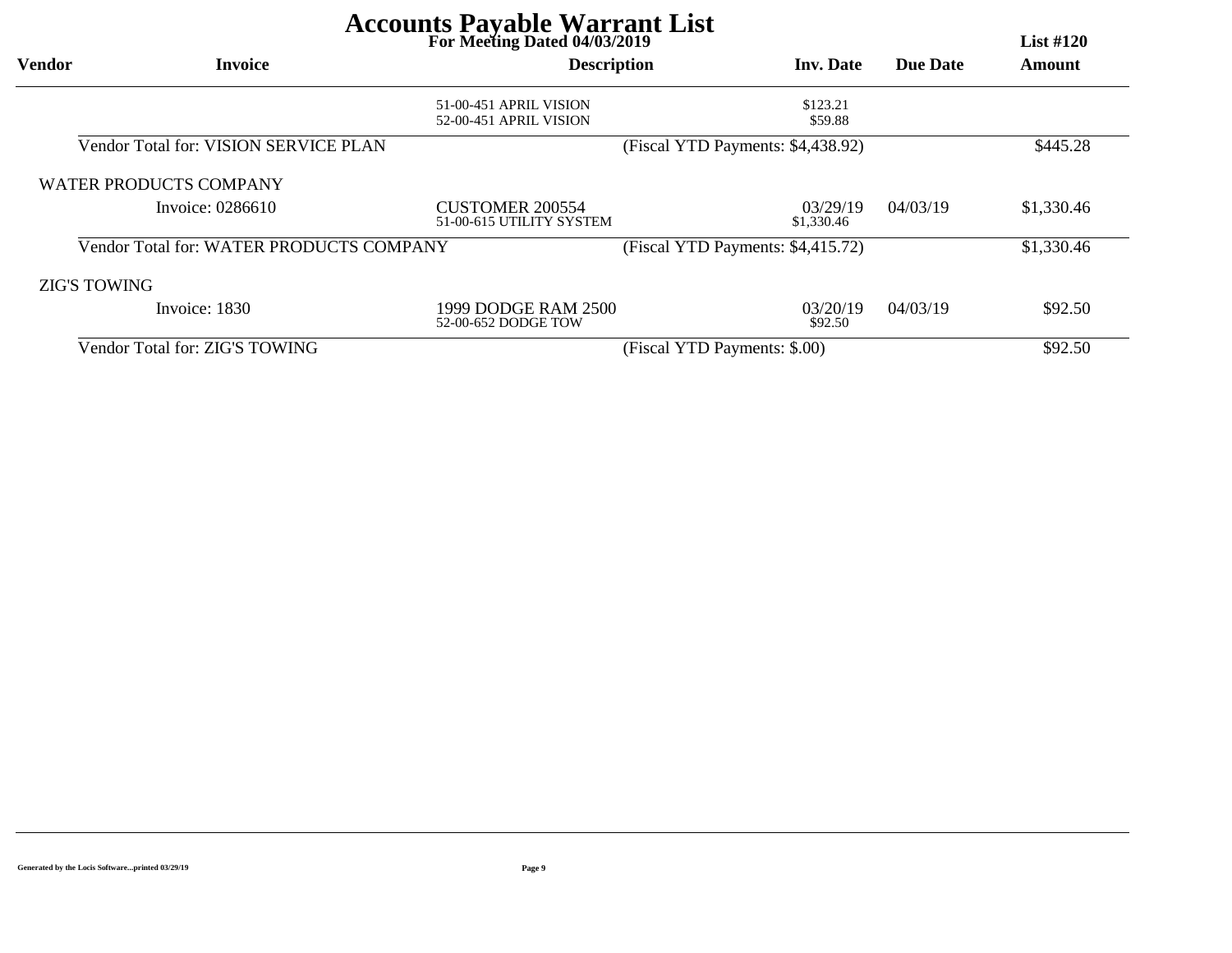# Accounts Payable Warrant List

**For Meeting Dated 04/03/2019**

**List #120**

| Vendor | Invoice | Description | Inv. Date | Due Date | Amount |
|---|---|---|---|---|---|
| | | 51-00-451 APRIL VISION | $123.21 | | |
| | | 52-00-451 APRIL VISION | $59.88 | | |
| Vendor Total for: VISION SERVICE PLAN | | (Fiscal YTD Payments: $4,438.92) | | | $445.28 |
| WATER PRODUCTS COMPANY | | | | | |
| | Invoice: 0286610 | CUSTOMER 200554 | 03/29/19 | 04/03/19 | $1,330.46 |
| | | 51-00-615 UTILITY SYSTEM | $1,330.46 | | |
| Vendor Total for: WATER PRODUCTS COMPANY | | (Fiscal YTD Payments: $4,415.72) | | | $1,330.46 |
| ZIG'S TOWING | | | | | |
| | Invoice: 1830 | 1999 DODGE RAM 2500 | 03/20/19 | 04/03/19 | $92.50 |
| | | 52-00-652 DODGE TOW | $92.50 | | |
| Vendor Total for: ZIG'S TOWING | | (Fiscal YTD Payments: $.00) | | | $92.50 |

Generated by the Locis Software...printed 03/29/19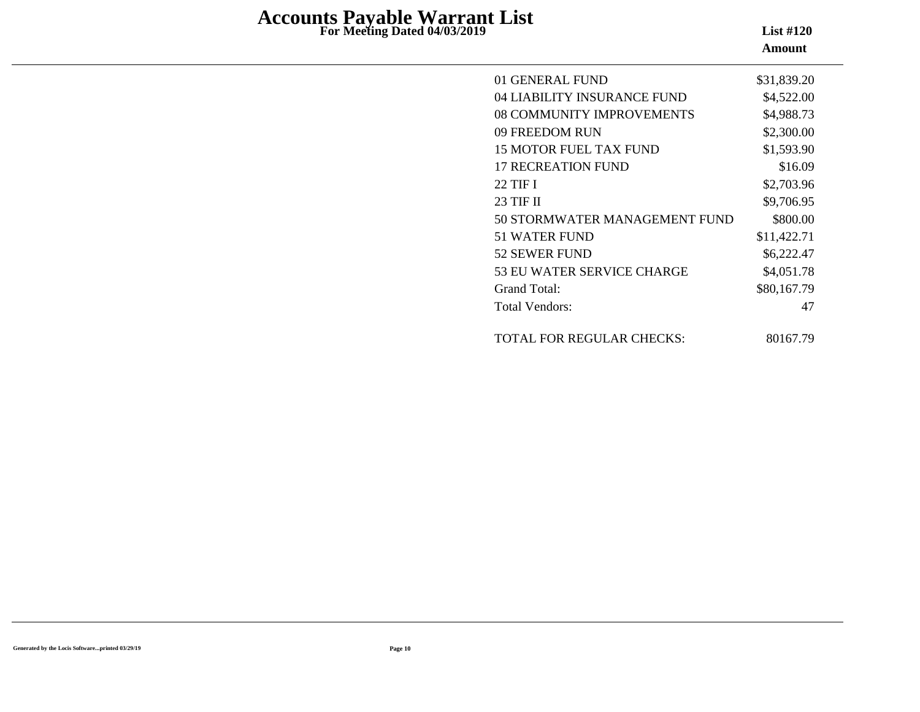# Accounts Payable Warrant List

**For Meeting Dated 04/03/2019**

**List #120**

| | **Amount** |
|---|---|
| 01 GENERAL FUND | $31,839.20 |
| 04 LIABILITY INSURANCE FUND | $4,522.00 |
| 08 COMMUNITY IMPROVEMENTS | $4,988.73 |
| 09 FREEDOM RUN | $2,300.00 |
| 15 MOTOR FUEL TAX FUND | $1,593.90 |
| 17 RECREATION FUND | $16.09 |
| 22 TIF I | $2,703.96 |
| 23 TIF II | $9,706.95 |
| 50 STORMWATER MANAGEMENT FUND | $800.00 |
| 51 WATER FUND | $11,422.71 |
| 52 SEWER FUND | $6,222.47 |
| 53 EU WATER SERVICE CHARGE | $4,051.78 |
| Grand Total: | $80,167.79 |
| Total Vendors: | 47 |
| TOTAL FOR REGULAR CHECKS: | 80167.79 |

Generated by the Locis Software...printed 03/29/19